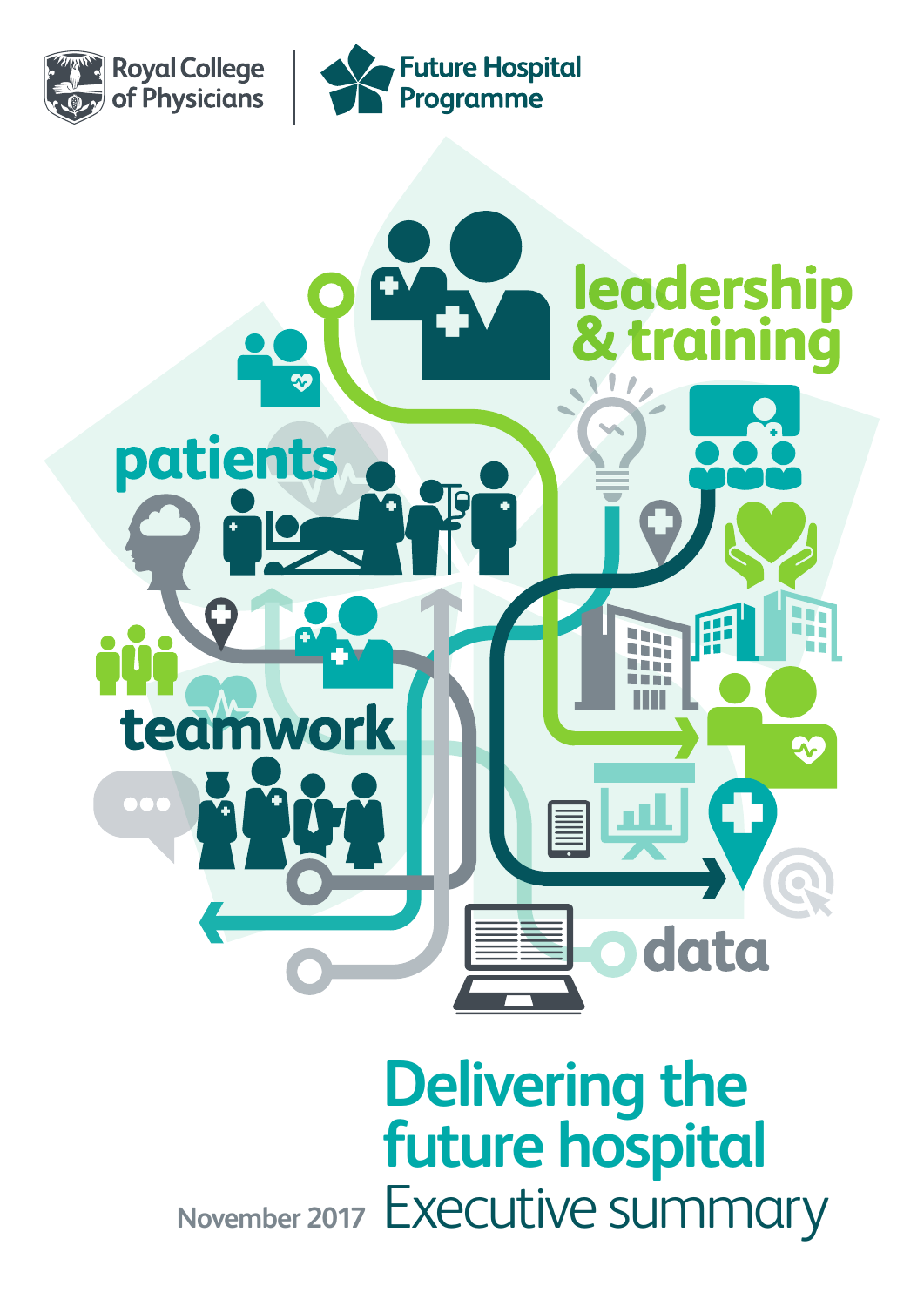Royal College of Physicians

Future Hospital Programme

leadership & training

patients

teamwork

data

# Delivering the future hospital

## Executive summary

November 2017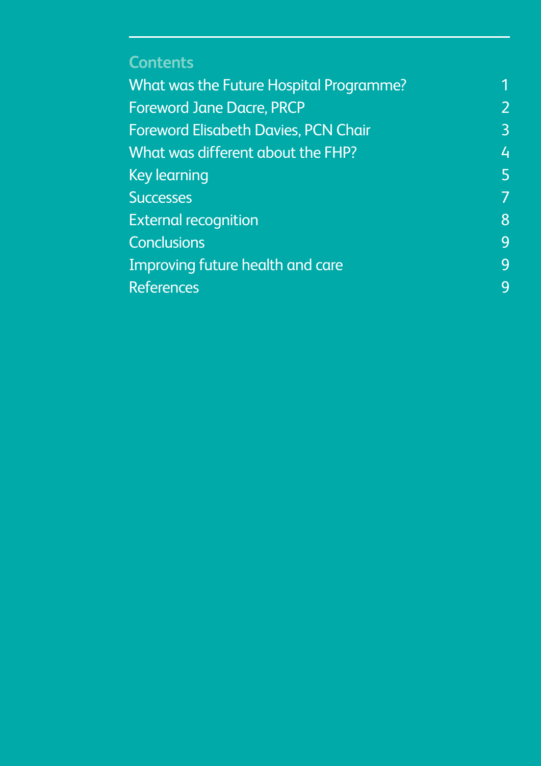## Contents

| | |
|---|---|
| What was the Future Hospital Programme? | 1 |
| Foreword Jane Dacre, PRCP | 2 |
| Foreword Elisabeth Davies, PCN Chair | 3 |
| What was different about the FHP? | 4 |
| Key learning | 5 |
| Successes | 7 |
| External recognition | 8 |
| Conclusions | 9 |
| Improving future health and care | 9 |
| References | 9 |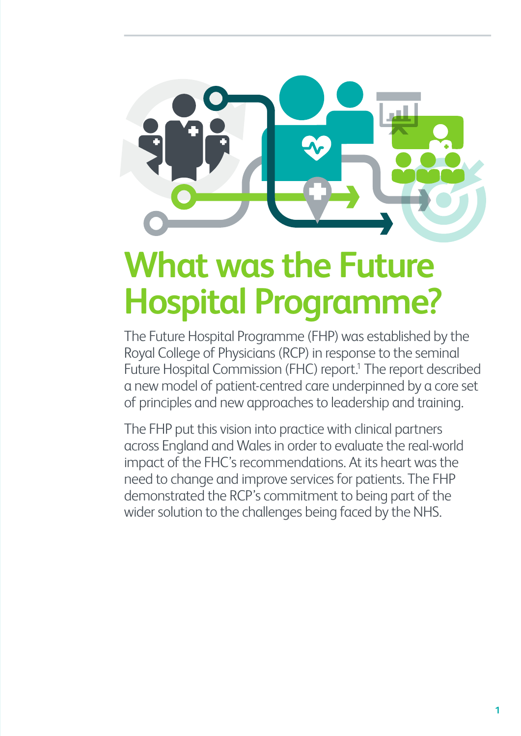# What was the Future Hospital Programme?

The Future Hospital Programme (FHP) was established by the Royal College of Physicians (RCP) in response to the seminal Future Hospital Commission (FHC) report.[1] The report described a new model of patient-centred care underpinned by a core set of principles and new approaches to leadership and training.

The FHP put this vision into practice with clinical partners across England and Wales in order to evaluate the real-world impact of the FHC's recommendations. At its heart was the need to change and improve services for patients. The FHP demonstrated the RCP's commitment to being part of the wider solution to the challenges being faced by the NHS.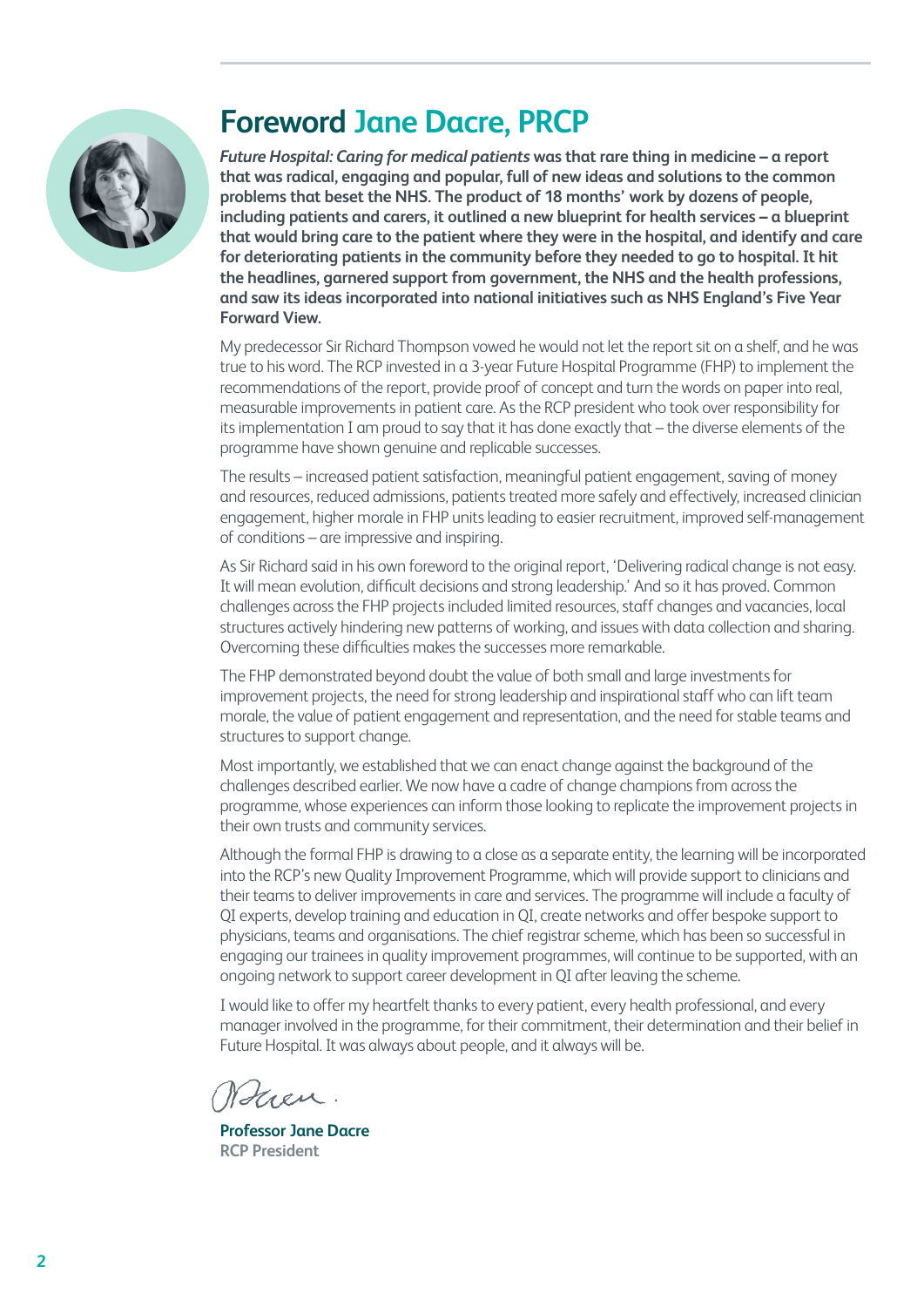# Foreword Jane Dacre, PRCP

***Future Hospital: Caring for medical patients* was that rare thing in medicine – a report that was radical, engaging and popular, full of new ideas and solutions to the common problems that beset the NHS. The product of 18 months' work by dozens of people, including patients and carers, it outlined a new blueprint for health services – a blueprint that would bring care to the patient where they were in the hospital, and identify and care for deteriorating patients in the community before they needed to go to hospital. It hit the headlines, garnered support from government, the NHS and the health professions, and saw its ideas incorporated into national initiatives such as NHS England's Five Year Forward View.**

My predecessor Sir Richard Thompson vowed he would not let the report sit on a shelf, and he was true to his word. The RCP invested in a 3-year Future Hospital Programme (FHP) to implement the recommendations of the report, provide proof of concept and turn the words on paper into real, measurable improvements in patient care. As the RCP president who took over responsibility for its implementation I am proud to say that it has done exactly that – the diverse elements of the programme have shown genuine and replicable successes.

The results – increased patient satisfaction, meaningful patient engagement, saving of money and resources, reduced admissions, patients treated more safely and effectively, increased clinician engagement, higher morale in FHP units leading to easier recruitment, improved self-management of conditions – are impressive and inspiring.

As Sir Richard said in his own foreword to the original report, 'Delivering radical change is not easy. It will mean evolution, difficult decisions and strong leadership.' And so it has proved. Common challenges across the FHP projects included limited resources, staff changes and vacancies, local structures actively hindering new patterns of working, and issues with data collection and sharing. Overcoming these difficulties makes the successes more remarkable.

The FHP demonstrated beyond doubt the value of both small and large investments for improvement projects, the need for strong leadership and inspirational staff who can lift team morale, the value of patient engagement and representation, and the need for stable teams and structures to support change.

Most importantly, we established that we can enact change against the background of the challenges described earlier. We now have a cadre of change champions from across the programme, whose experiences can inform those looking to replicate the improvement projects in their own trusts and community services.

Although the formal FHP is drawing to a close as a separate entity, the learning will be incorporated into the RCP's new Quality Improvement Programme, which will provide support to clinicians and their teams to deliver improvements in care and services. The programme will include a faculty of QI experts, develop training and education in QI, create networks and offer bespoke support to physicians, teams and organisations. The chief registrar scheme, which has been so successful in engaging our trainees in quality improvement programmes, will continue to be supported, with an ongoing network to support career development in QI after leaving the scheme.

I would like to offer my heartfelt thanks to every patient, every health professional, and every manager involved in the programme, for their commitment, their determination and their belief in Future Hospital. It was always about people, and it always will be.

**Professor Jane Dacre**
**RCP President**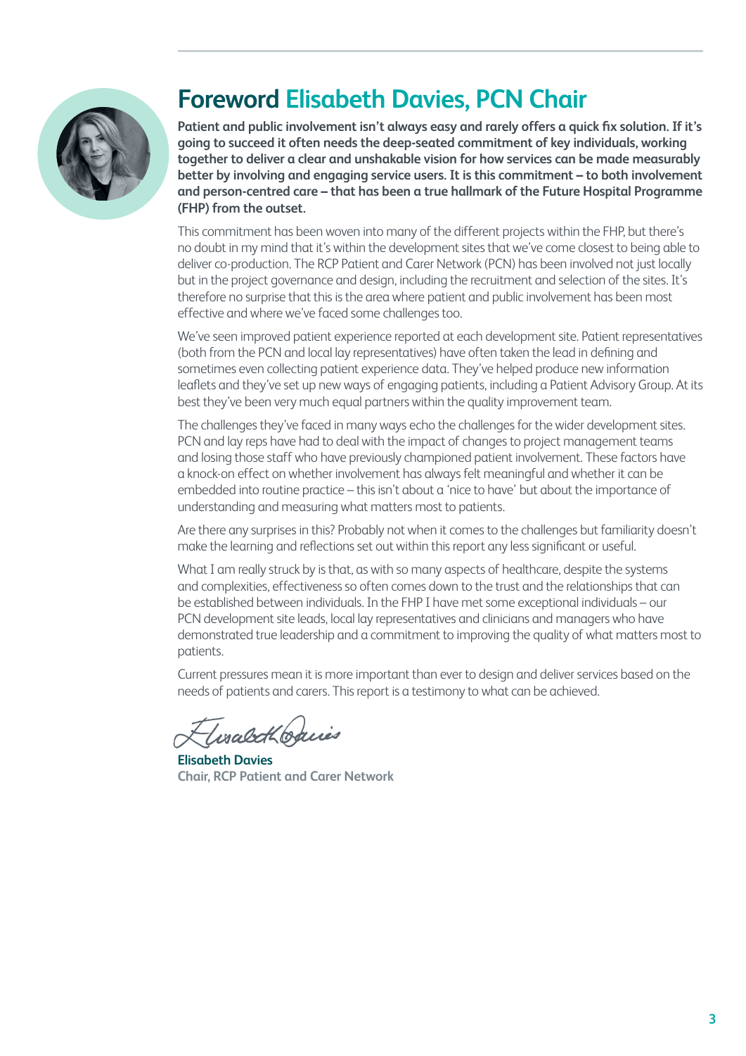# Foreword Elisabeth Davies, PCN Chair

**Patient and public involvement isn't always easy and rarely offers a quick fix solution. If it's going to succeed it often needs the deep-seated commitment of key individuals, working together to deliver a clear and unshakable vision for how services can be made measurably better by involving and engaging service users. It is this commitment – to both involvement and person-centred care – that has been a true hallmark of the Future Hospital Programme (FHP) from the outset.**

This commitment has been woven into many of the different projects within the FHP, but there's no doubt in my mind that it's within the development sites that we've come closest to being able to deliver co-production. The RCP Patient and Carer Network (PCN) has been involved not just locally but in the project governance and design, including the recruitment and selection of the sites. It's therefore no surprise that this is the area where patient and public involvement has been most effective and where we've faced some challenges too.

We've seen improved patient experience reported at each development site. Patient representatives (both from the PCN and local lay representatives) have often taken the lead in defining and sometimes even collecting patient experience data. They've helped produce new information leaflets and they've set up new ways of engaging patients, including a Patient Advisory Group. At its best they've been very much equal partners within the quality improvement team.

The challenges they've faced in many ways echo the challenges for the wider development sites. PCN and lay reps have had to deal with the impact of changes to project management teams and losing those staff who have previously championed patient involvement. These factors have a knock-on effect on whether involvement has always felt meaningful and whether it can be embedded into routine practice – this isn't about a 'nice to have' but about the importance of understanding and measuring what matters most to patients.

Are there any surprises in this? Probably not when it comes to the challenges but familiarity doesn't make the learning and reflections set out within this report any less significant or useful.

What I am really struck by is that, as with so many aspects of healthcare, despite the systems and complexities, effectiveness so often comes down to the trust and the relationships that can be established between individuals. In the FHP I have met some exceptional individuals – our PCN development site leads, local lay representatives and clinicians and managers who have demonstrated true leadership and a commitment to improving the quality of what matters most to patients.

Current pressures mean it is more important than ever to design and deliver services based on the needs of patients and carers. This report is a testimony to what can be achieved.

**Elisabeth Davies**
**Chair, RCP Patient and Carer Network**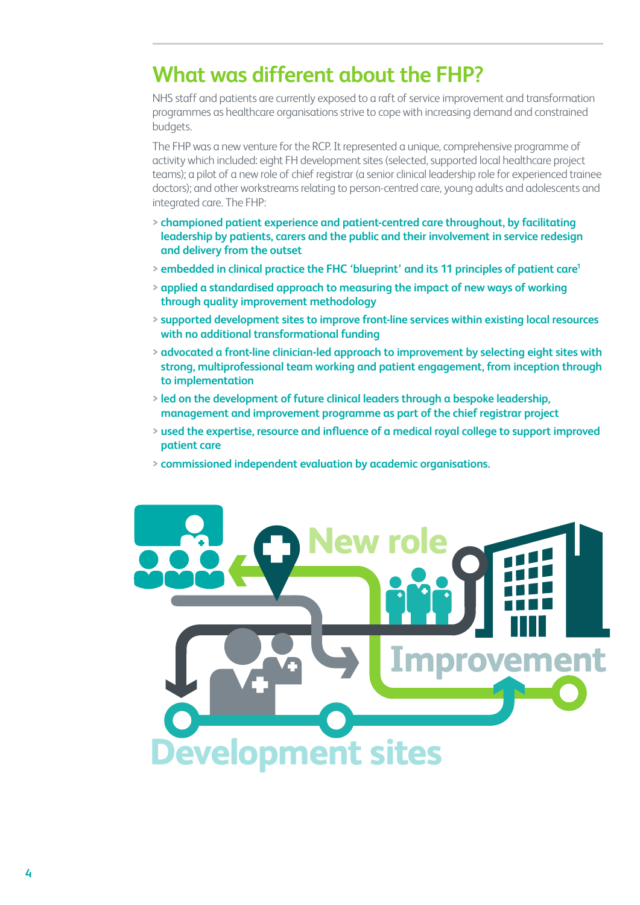## What was different about the FHP?

NHS staff and patients are currently exposed to a raft of service improvement and transformation programmes as healthcare organisations strive to cope with increasing demand and constrained budgets.

The FHP was a new venture for the RCP. It represented a unique, comprehensive programme of activity which included: eight FH development sites (selected, supported local healthcare project teams); a pilot of a new role of chief registrar (a senior clinical leadership role for experienced trainee doctors); and other workstreams relating to person-centred care, young adults and adolescents and integrated care. The FHP:

- **championed patient experience and patient-centred care throughout, by facilitating leadership by patients, carers and the public and their involvement in service redesign and delivery from the outset**
- **embedded in clinical practice the FHC 'blueprint' and its 11 principles of patient care[1]**
- **applied a standardised approach to measuring the impact of new ways of working through quality improvement methodology**
- **supported development sites to improve front-line services within existing local resources with no additional transformational funding**
- **advocated a front-line clinician-led approach to improvement by selecting eight sites with strong, multiprofessional team working and patient engagement, from inception through to implementation**
- **led on the development of future clinical leaders through a bespoke leadership, management and improvement programme as part of the chief registrar project**
- **used the expertise, resource and influence of a medical royal college to support improved patient care**
- **commissioned independent evaluation by academic organisations.**

New role

Improvement

Development sites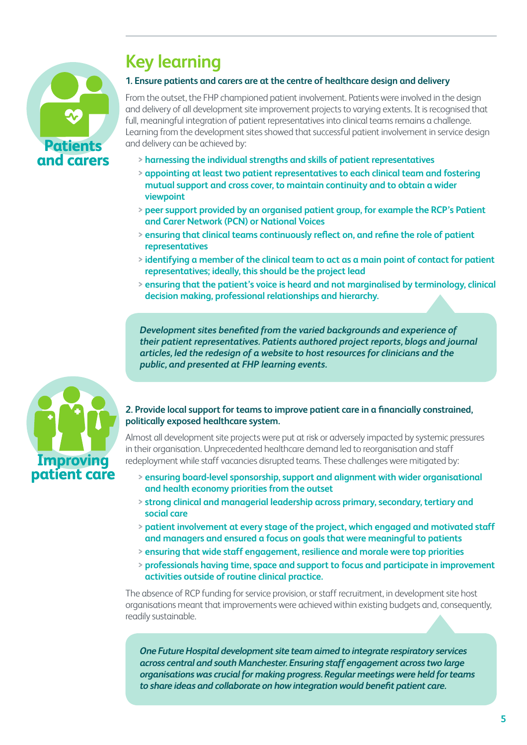## Key learning

Patients and carers

### 1. Ensure patients and carers are at the centre of healthcare design and delivery

From the outset, the FHP championed patient involvement. Patients were involved in the design and delivery of all development site improvement projects to varying extents. It is recognised that full, meaningful integration of patient representatives into clinical teams remains a challenge. Learning from the development sites showed that successful patient involvement in service design and delivery can be achieved by:

> **harnessing the individual strengths and skills of patient representatives**
> **appointing at least two patient representatives to each clinical team and fostering mutual support and cross cover, to maintain continuity and to obtain a wider viewpoint**
> **peer support provided by an organised patient group, for example the RCP's Patient and Carer Network (PCN) or National Voices**
> **ensuring that clinical teams continuously reflect on, and refine the role of patient representatives**
> **identifying a member of the clinical team to act as a main point of contact for patient representatives; ideally, this should be the project lead**
> **ensuring that the patient's voice is heard and not marginalised by terminology, clinical decision making, professional relationships and hierarchy.**

***Development sites benefited from the varied backgrounds and experience of their patient representatives. Patients authored project reports, blogs and journal articles, led the redesign of a website to host resources for clinicians and the public, and presented at FHP learning events.***

Improving patient care

### 2. Provide local support for teams to improve patient care in a financially constrained, politically exposed healthcare system.

Almost all development site projects were put at risk or adversely impacted by systemic pressures in their organisation. Unprecedented healthcare demand led to reorganisation and staff redeployment while staff vacancies disrupted teams. These challenges were mitigated by:

> **ensuring board-level sponsorship, support and alignment with wider organisational and health economy priorities from the outset**
> **strong clinical and managerial leadership across primary, secondary, tertiary and social care**
> **patient involvement at every stage of the project, which engaged and motivated staff and managers and ensured a focus on goals that were meaningful to patients**
> **ensuring that wide staff engagement, resilience and morale were top priorities**
> **professionals having time, space and support to focus and participate in improvement activities outside of routine clinical practice.**

The absence of RCP funding for service provision, or staff recruitment, in development site host organisations meant that improvements were achieved within existing budgets and, consequently, readily sustainable.

***One Future Hospital development site team aimed to integrate respiratory services across central and south Manchester. Ensuring staff engagement across two large organisations was crucial for making progress. Regular meetings were held for teams to share ideas and collaborate on how integration would benefit patient care.***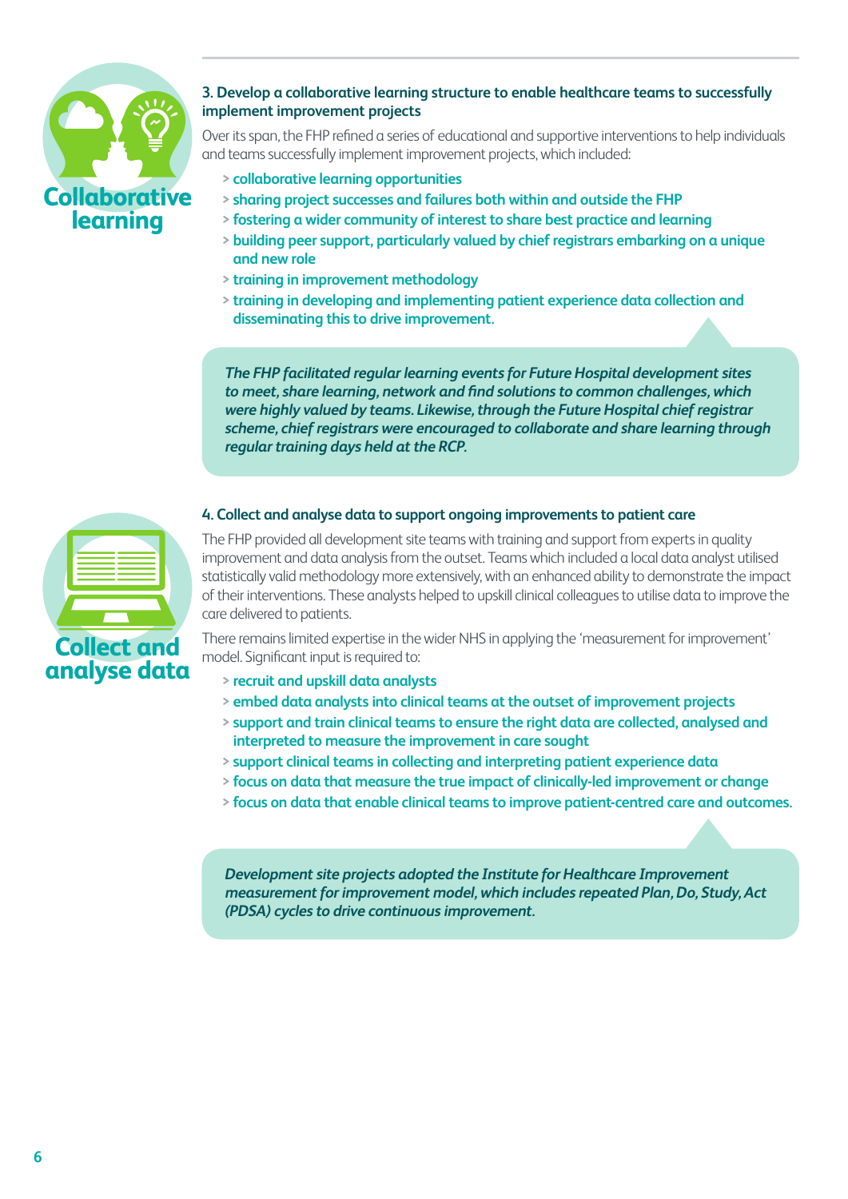Collaborative learning

### 3. Develop a collaborative learning structure to enable healthcare teams to successfully implement improvement projects

Over its span, the FHP refined a series of educational and supportive interventions to help individuals and teams successfully implement improvement projects, which included:

- **collaborative learning opportunities**
- **sharing project successes and failures both within and outside the FHP**
- **fostering a wider community of interest to share best practice and learning**
- **building peer support, particularly valued by chief registrars embarking on a unique and new role**
- **training in improvement methodology**
- **training in developing and implementing patient experience data collection and disseminating this to drive improvement.**

***The FHP facilitated regular learning events for Future Hospital development sites to meet, share learning, network and find solutions to common challenges, which were highly valued by teams. Likewise, through the Future Hospital chief registrar scheme, chief registrars were encouraged to collaborate and share learning through regular training days held at the RCP.***

Collect and analyse data

### 4. Collect and analyse data to support ongoing improvements to patient care

The FHP provided all development site teams with training and support from experts in quality improvement and data analysis from the outset. Teams which included a local data analyst utilised statistically valid methodology more extensively, with an enhanced ability to demonstrate the impact of their interventions. These analysts helped to upskill clinical colleagues to utilise data to improve the care delivered to patients.

There remains limited expertise in the wider NHS in applying the 'measurement for improvement' model. Significant input is required to:

- **recruit and upskill data analysts**
- **embed data analysts into clinical teams at the outset of improvement projects**
- **support and train clinical teams to ensure the right data are collected, analysed and interpreted to measure the improvement in care sought**
- **support clinical teams in collecting and interpreting patient experience data**
- **focus on data that measure the true impact of clinically-led improvement or change**
- **focus on data that enable clinical teams to improve patient-centred care and outcomes.**

***Development site projects adopted the Institute for Healthcare Improvement measurement for improvement model, which includes repeated Plan, Do, Study, Act (PDSA) cycles to drive continuous improvement.***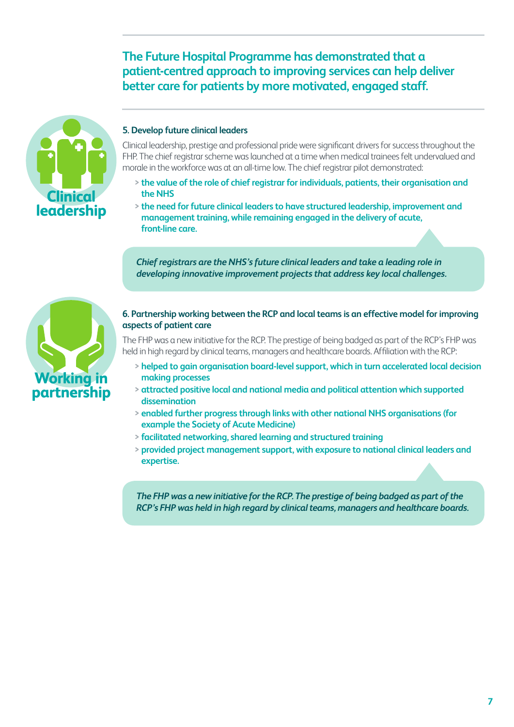**The Future Hospital Programme has demonstrated that a patient-centred approach to improving services can help deliver better care for patients by more motivated, engaged staff.**

Clinical leadership

### 5. Develop future clinical leaders

Clinical leadership, prestige and professional pride were significant drivers for success throughout the FHP. The chief registrar scheme was launched at a time when medical trainees felt undervalued and morale in the workforce was at an all-time low. The chief registrar pilot demonstrated:

- **the value of the role of chief registrar for individuals, patients, their organisation and the NHS**
- **the need for future clinical leaders to have structured leadership, improvement and management training, while remaining engaged in the delivery of acute, front-line care.**

***Chief registrars are the NHS's future clinical leaders and take a leading role in developing innovative improvement projects that address key local challenges.***

Working in partnership

### 6. Partnership working between the RCP and local teams is an effective model for improving aspects of patient care

The FHP was a new initiative for the RCP. The prestige of being badged as part of the RCP's FHP was held in high regard by clinical teams, managers and healthcare boards. Affiliation with the RCP:

- **helped to gain organisation board-level support, which in turn accelerated local decision making processes**
- **attracted positive local and national media and political attention which supported dissemination**
- **enabled further progress through links with other national NHS organisations (for example the Society of Acute Medicine)**
- **facilitated networking, shared learning and structured training**
- **provided project management support, with exposure to national clinical leaders and expertise.**

***The FHP was a new initiative for the RCP. The prestige of being badged as part of the RCP's FHP was held in high regard by clinical teams, managers and healthcare boards.***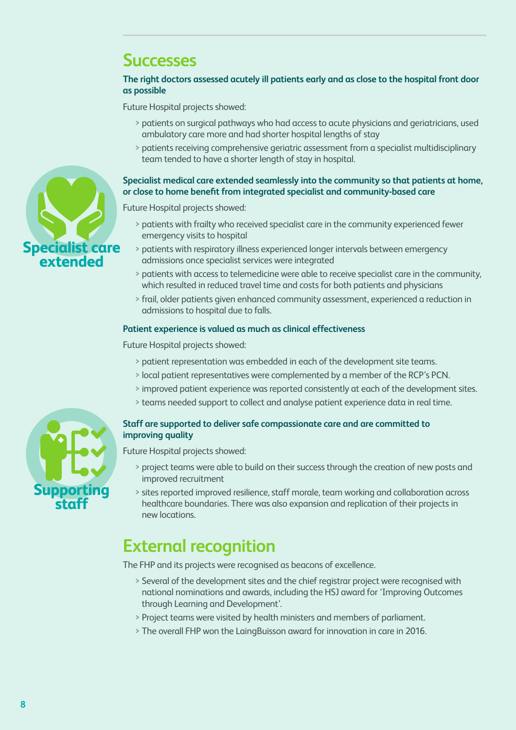## Successes

**The right doctors assessed acutely ill patients early and as close to the hospital front door as possible**

Future Hospital projects showed:

- patients on surgical pathways who had access to acute physicians and geriatricians, used ambulatory care more and had shorter hospital lengths of stay
- patients receiving comprehensive geriatric assessment from a specialist multidisciplinary team tended to have a shorter length of stay in hospital.

Specialist care extended

**Specialist medical care extended seamlessly into the community so that patients at home, or close to home benefit from integrated specialist and community-based care**

Future Hospital projects showed:

- patients with frailty who received specialist care in the community experienced fewer emergency visits to hospital
- patients with respiratory illness experienced longer intervals between emergency admissions once specialist services were integrated
- patients with access to telemedicine were able to receive specialist care in the community, which resulted in reduced travel time and costs for both patients and physicians
- frail, older patients given enhanced community assessment, experienced a reduction in admissions to hospital due to falls.

**Patient experience is valued as much as clinical effectiveness**

Future Hospital projects showed:

- patient representation was embedded in each of the development site teams.
- local patient representatives were complemented by a member of the RCP's PCN.
- improved patient experience was reported consistently at each of the development sites.
- teams needed support to collect and analyse patient experience data in real time.

Supporting staff

**Staff are supported to deliver safe compassionate care and are committed to improving quality**

Future Hospital projects showed:

- project teams were able to build on their success through the creation of new posts and improved recruitment
- sites reported improved resilience, staff morale, team working and collaboration across healthcare boundaries. There was also expansion and replication of their projects in new locations.

## External recognition

The FHP and its projects were recognised as beacons of excellence.

- Several of the development sites and the chief registrar project were recognised with national nominations and awards, including the HSJ award for 'Improving Outcomes through Learning and Development'.
- Project teams were visited by health ministers and members of parliament.
- The overall FHP won the LaingBuisson award for innovation in care in 2016.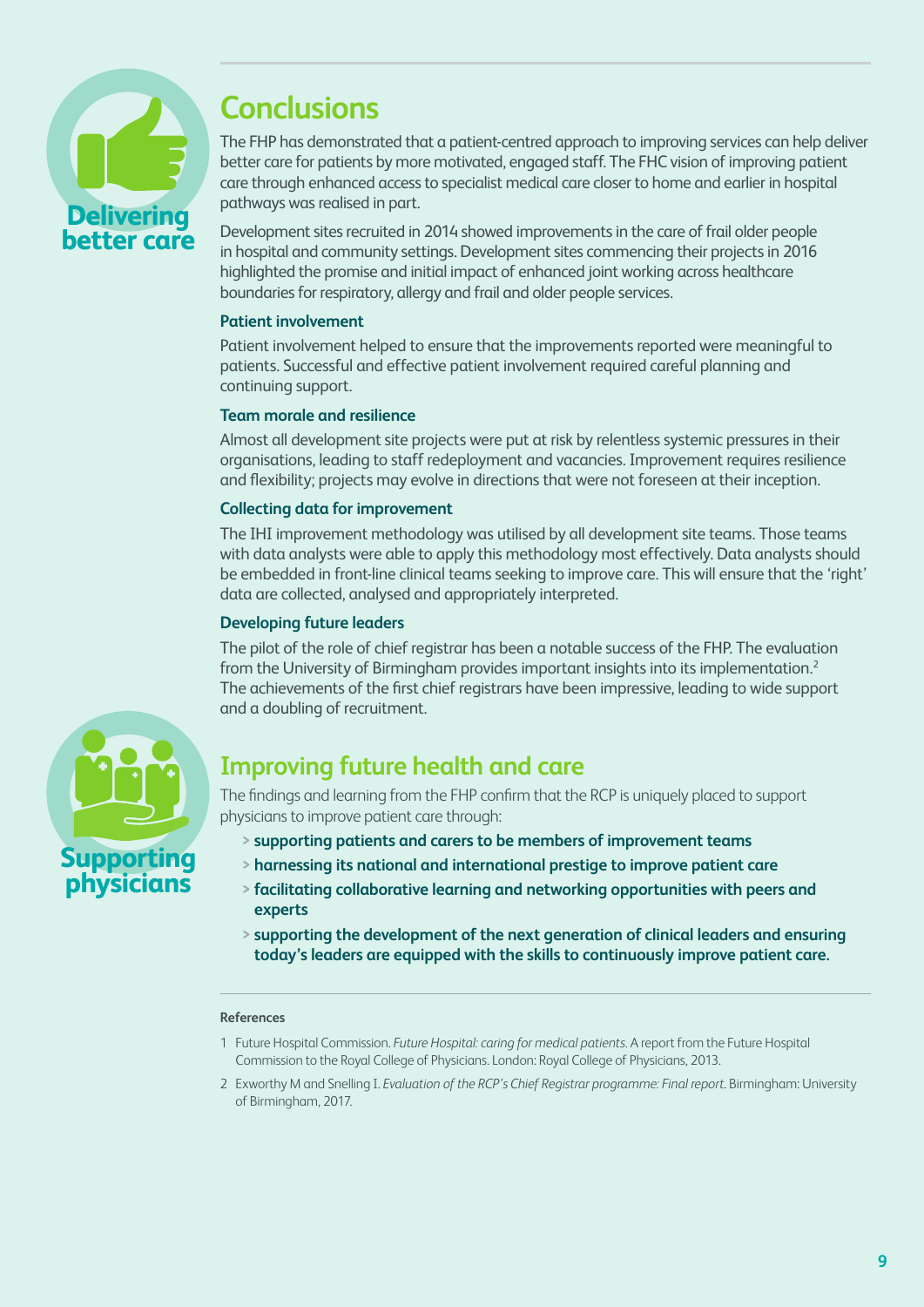Delivering better care

## Conclusions

The FHP has demonstrated that a patient-centred approach to improving services can help deliver better care for patients by more motivated, engaged staff. The FHC vision of improving patient care through enhanced access to specialist medical care closer to home and earlier in hospital pathways was realised in part.

Development sites recruited in 2014 showed improvements in the care of frail older people in hospital and community settings. Development sites commencing their projects in 2016 highlighted the promise and initial impact of enhanced joint working across healthcare boundaries for respiratory, allergy and frail and older people services.

### Patient involvement

Patient involvement helped to ensure that the improvements reported were meaningful to patients. Successful and effective patient involvement required careful planning and continuing support.

### Team morale and resilience

Almost all development site projects were put at risk by relentless systemic pressures in their organisations, leading to staff redeployment and vacancies. Improvement requires resilience and flexibility; projects may evolve in directions that were not foreseen at their inception.

### Collecting data for improvement

The IHI improvement methodology was utilised by all development site teams. Those teams with data analysts were able to apply this methodology most effectively. Data analysts should be embedded in front-line clinical teams seeking to improve care. This will ensure that the 'right' data are collected, analysed and appropriately interpreted.

### Developing future leaders

The pilot of the role of chief registrar has been a notable success of the FHP. The evaluation from the University of Birmingham provides important insights into its implementation.[2] The achievements of the first chief registrars have been impressive, leading to wide support and a doubling of recruitment.

Supporting physicians

## Improving future health and care

The findings and learning from the FHP confirm that the RCP is uniquely placed to support physicians to improve patient care through:

- **supporting patients and carers to be members of improvement teams**
- **harnessing its national and international prestige to improve patient care**
- **facilitating collaborative learning and networking opportunities with peers and experts**
- **supporting the development of the next generation of clinical leaders and ensuring today's leaders are equipped with the skills to continuously improve patient care.**

#### References

1. Future Hospital Commission. *Future Hospital: caring for medical patients.* A report from the Future Hospital Commission to the Royal College of Physicians. London: Royal College of Physicians, 2013.
2. Exworthy M and Snelling I. *Evaluation of the RCP's Chief Registrar programme: Final report.* Birmingham: University of Birmingham, 2017.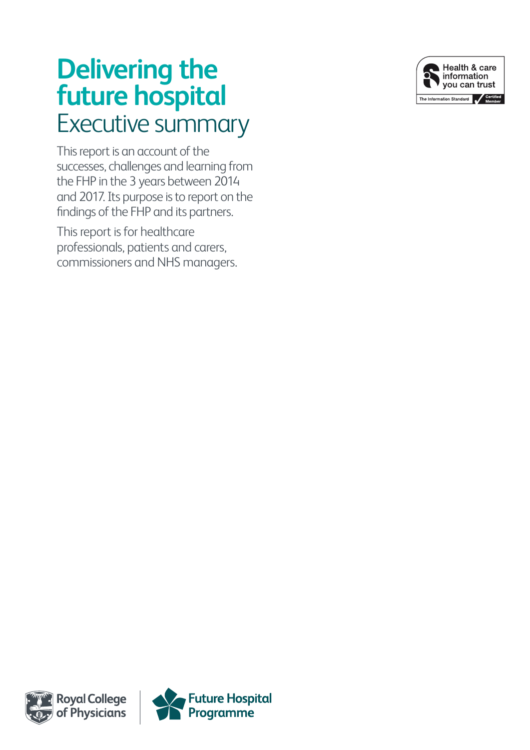# Delivering the future hospital

## Executive summary

This report is an account of the successes, challenges and learning from the FHP in the 3 years between 2014 and 2017. Its purpose is to report on the findings of the FHP and its partners.

This report is for healthcare professionals, patients and carers, commissioners and NHS managers.

Health & care information you can trust

The Information Standard Certified Member

Royal College of Physicians

Future Hospital Programme